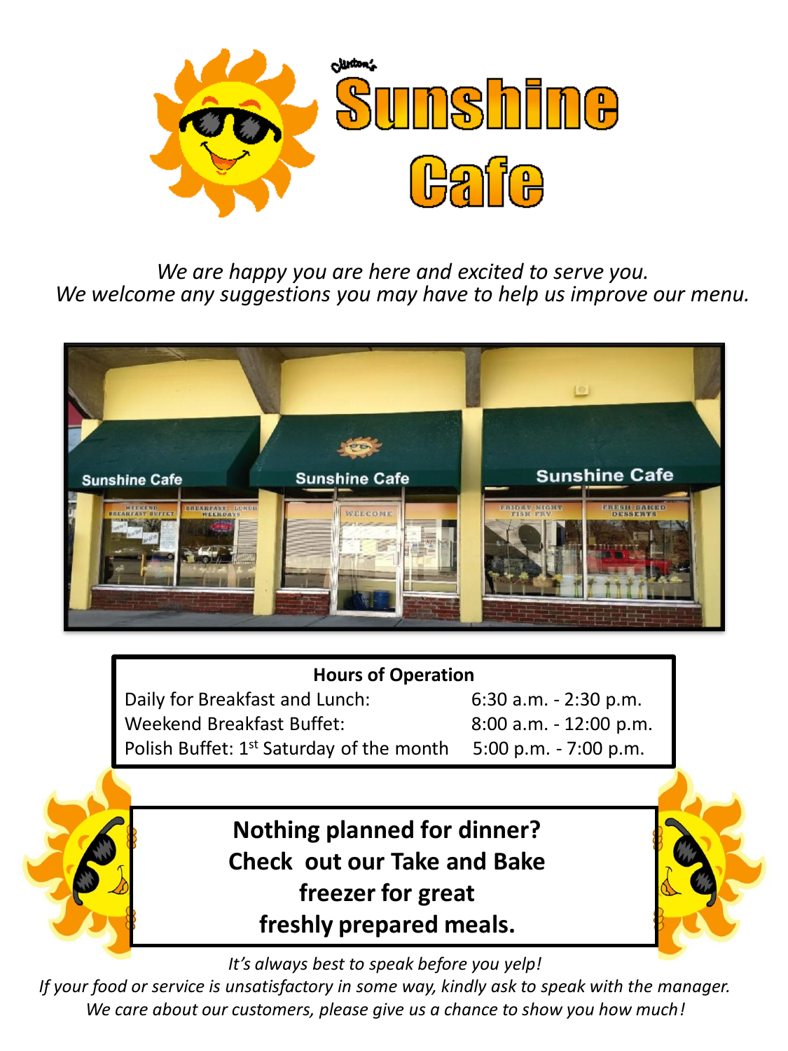# Clinton's Sunshine Cafe

*We are happy you are here and excited to serve you.*
*We welcome any suggestions you may have to help us improve our menu.*

**Hours of Operation**

| | |
|---|---|
| Daily for Breakfast and Lunch: | 6:30 a.m. - 2:30 p.m. |
| Weekend Breakfast Buffet: | 8:00 a.m. - 12:00 p.m. |
| Polish Buffet: 1st Saturday of the month | 5:00 p.m. - 7:00 p.m. |

**Nothing planned for dinner?**
**Check out our Take and Bake freezer for great freshly prepared meals.**

*It's always best to speak before you yelp!*
*If your food or service is unsatisfactory in some way, kindly ask to speak with the manager.*
*We care about our customers, please give us a chance to show you how much!*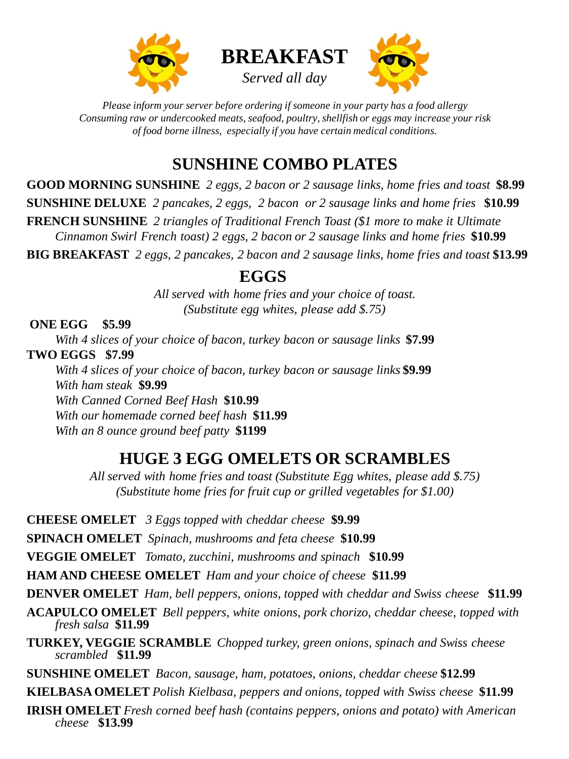# BREAKFAST

*Served all day*

*Please inform your server before ordering if someone in your party has a food allergy*
*Consuming raw or undercooked meats, seafood, poultry, shellfish or eggs may increase your risk of food borne illness, especially if you have certain medical conditions.*

## SUNSHINE COMBO PLATES

**GOOD MORNING SUNSHINE** *2 eggs, 2 bacon or 2 sausage links, home fries and toast* **$8.99**

**SUNSHINE DELUXE** *2 pancakes, 2 eggs, 2 bacon or 2 sausage links and home fries* **$10.99**

**FRENCH SUNSHINE** *2 triangles of Traditional French Toast ($1 more to make it Ultimate Cinnamon Swirl French toast) 2 eggs, 2 bacon or 2 sausage links and home fries* **$10.99**

**BIG BREAKFAST** *2 eggs, 2 pancakes, 2 bacon and 2 sausage links, home fries and toast* **$13.99**

## EGGS

*All served with home fries and your choice of toast.*
*(Substitute egg whites, please add $.75)*

**ONE EGG $5.99**

*With 4 slices of your choice of bacon, turkey bacon or sausage links* **$7.99**

**TWO EGGS $7.99**

*With 4 slices of your choice of bacon, turkey bacon or sausage links* **$9.99**
*With ham steak* **$9.99**
*With Canned Corned Beef Hash* **$10.99**
*With our homemade corned beef hash* **$11.99**
*With an 8 ounce ground beef patty* **$1199**

## HUGE 3 EGG OMELETS OR SCRAMBLES

*All served with home fries and toast (Substitute Egg whites, please add $.75)*
*(Substitute home fries for fruit cup or grilled vegetables for $1.00)*

**CHEESE OMELET** *3 Eggs topped with cheddar cheese* **$9.99**

**SPINACH OMELET** *Spinach, mushrooms and feta cheese* **$10.99**

**VEGGIE OMELET** *Tomato, zucchini, mushrooms and spinach* **$10.99**

**HAM AND CHEESE OMELET** *Ham and your choice of cheese* **$11.99**

**DENVER OMELET** *Ham, bell peppers, onions, topped with cheddar and Swiss cheese* **$11.99**

**ACAPULCO OMELET** *Bell peppers, white onions, pork chorizo, cheddar cheese, topped with fresh salsa* **$11.99**

**TURKEY, VEGGIE SCRAMBLE** *Chopped turkey, green onions, spinach and Swiss cheese scrambled* **$11.99**

**SUNSHINE OMELET** *Bacon, sausage, ham, potatoes, onions, cheddar cheese* **$12.99**

**KIELBASA OMELET** *Polish Kielbasa, peppers and onions, topped with Swiss cheese* **$11.99**

**IRISH OMELET** *Fresh corned beef hash (contains peppers, onions and potato) with American cheese* **$13.99**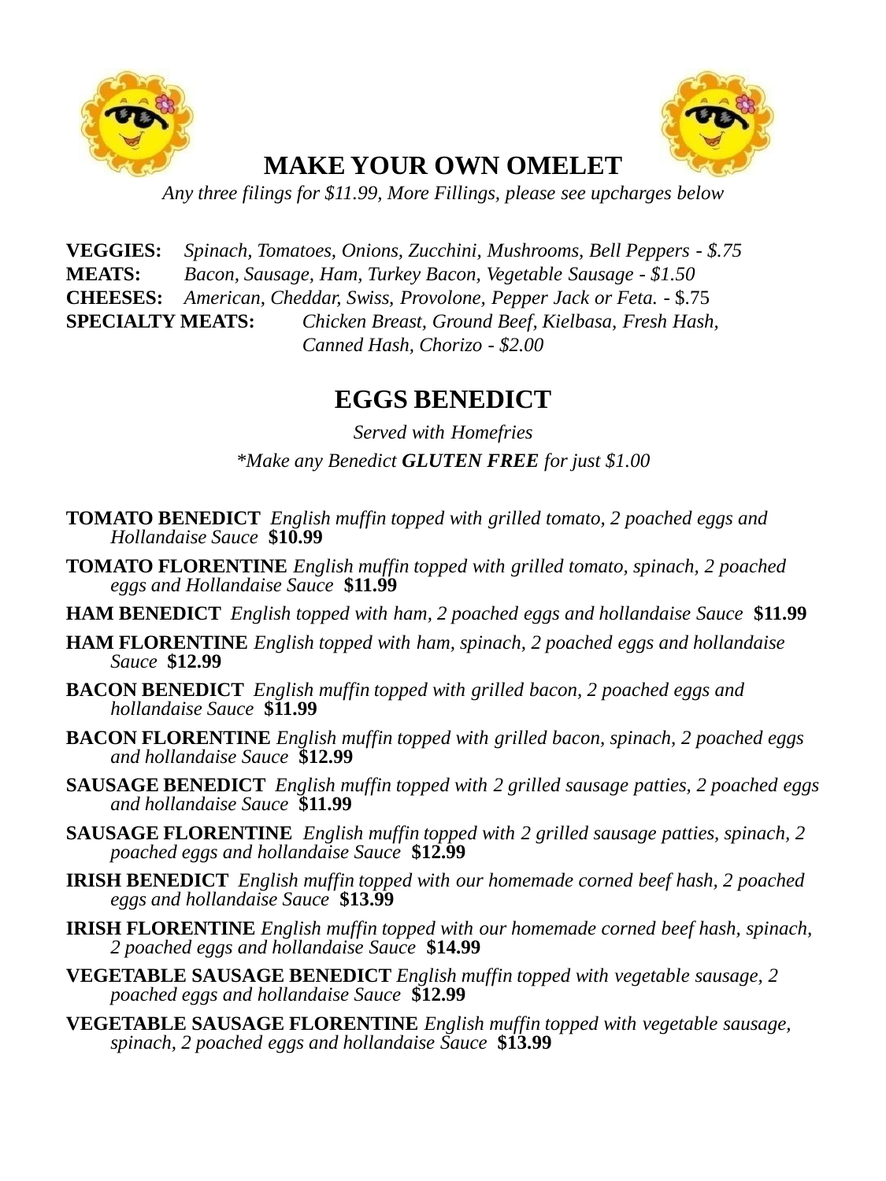# MAKE YOUR OWN OMELET

*Any three filings for $11.99, More Fillings, please see upcharges below*

**VEGGIES:** *Spinach, Tomatoes, Onions, Zucchini, Mushrooms, Bell Peppers - $.75*
**MEATS:** *Bacon, Sausage, Ham, Turkey Bacon, Vegetable Sausage - $1.50*
**CHEESES:** *American, Cheddar, Swiss, Provolone, Pepper Jack or Feta.* - $.75
**SPECIALTY MEATS:** *Chicken Breast, Ground Beef, Kielbasa, Fresh Hash, Canned Hash, Chorizo - $2.00*

# EGGS BENEDICT

*Served with Homefries*

*\*Make any Benedict **GLUTEN FREE** for just $1.00*

**TOMATO BENEDICT** *English muffin topped with grilled tomato, 2 poached eggs and Hollandaise Sauce* **$10.99**

**TOMATO FLORENTINE** *English muffin topped with grilled tomato, spinach, 2 poached eggs and Hollandaise Sauce* **$11.99**

**HAM BENEDICT** *English topped with ham, 2 poached eggs and hollandaise Sauce* **$11.99**

**HAM FLORENTINE** *English topped with ham, spinach, 2 poached eggs and hollandaise Sauce* **$12.99**

**BACON BENEDICT** *English muffin topped with grilled bacon, 2 poached eggs and hollandaise Sauce* **$11.99**

**BACON FLORENTINE** *English muffin topped with grilled bacon, spinach, 2 poached eggs and hollandaise Sauce* **$12.99**

**SAUSAGE BENEDICT** *English muffin topped with 2 grilled sausage patties, 2 poached eggs and hollandaise Sauce* **$11.99**

**SAUSAGE FLORENTINE** *English muffin topped with 2 grilled sausage patties, spinach, 2 poached eggs and hollandaise Sauce* **$12.99**

**IRISH BENEDICT** *English muffin topped with our homemade corned beef hash, 2 poached eggs and hollandaise Sauce* **$13.99**

**IRISH FLORENTINE** *English muffin topped with our homemade corned beef hash, spinach, 2 poached eggs and hollandaise Sauce* **$14.99**

**VEGETABLE SAUSAGE BENEDICT** *English muffin topped with vegetable sausage, 2 poached eggs and hollandaise Sauce* **$12.99**

**VEGETABLE SAUSAGE FLORENTINE** *English muffin topped with vegetable sausage, spinach, 2 poached eggs and hollandaise Sauce* **$13.99**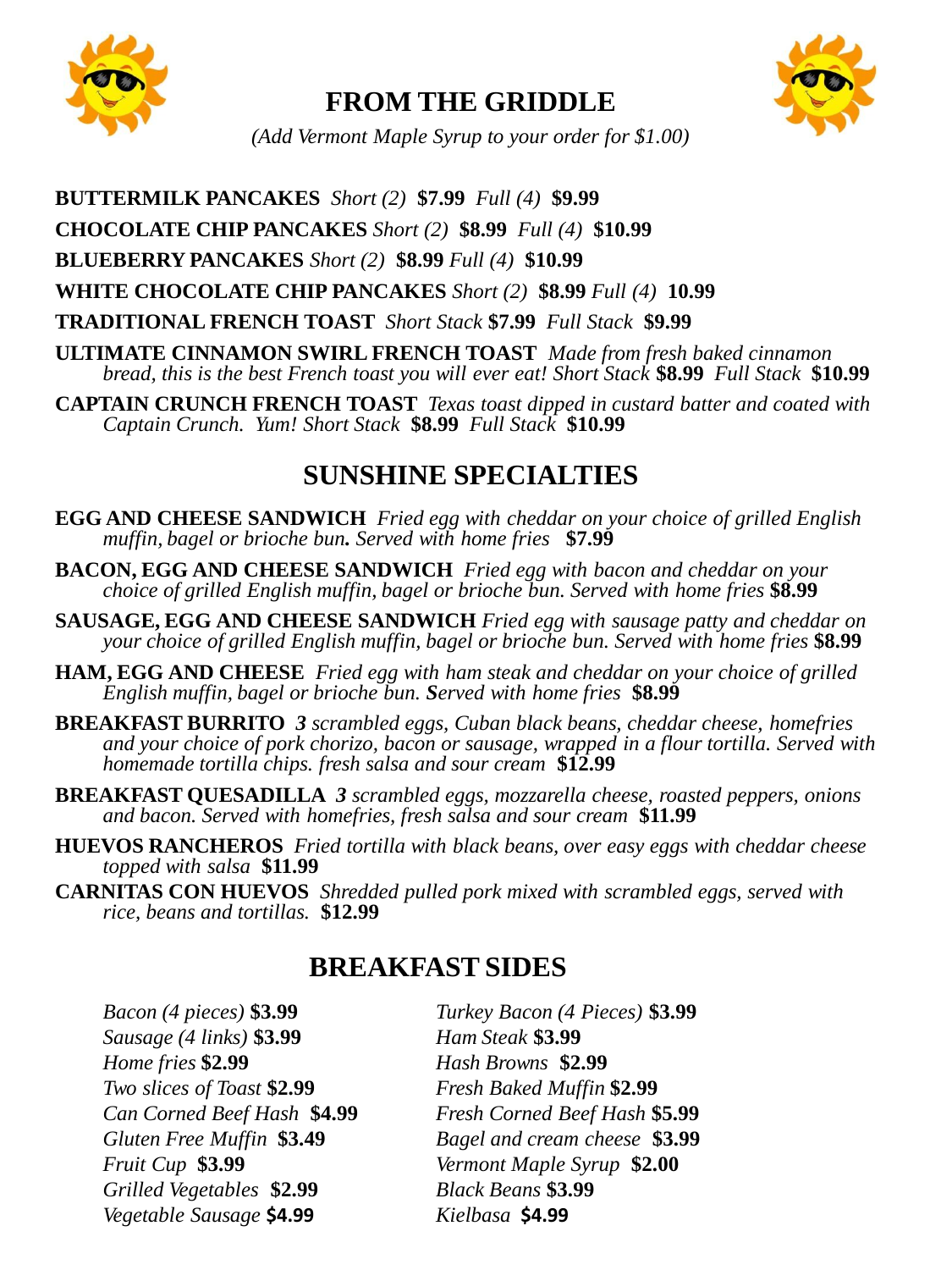# FROM THE GRIDDLE

*(Add Vermont Maple Syrup to your order for $1.00)*

**BUTTERMILK PANCAKES** *Short (2)* **$7.99** *Full (4)* **$9.99**

**CHOCOLATE CHIP PANCAKES** *Short (2)* **$8.99** *Full (4)* **$10.99**

**BLUEBERRY PANCAKES** *Short (2)* **$8.99** *Full (4)* **$10.99**

**WHITE CHOCOLATE CHIP PANCAKES** *Short (2)* **$8.99** *Full (4)* **10.99**

**TRADITIONAL FRENCH TOAST** *Short Stack* **$7.99** *Full Stack* **$9.99**

**ULTIMATE CINNAMON SWIRL FRENCH TOAST** *Made from fresh baked cinnamon bread, this is the best French toast you will ever eat! Short Stack* **$8.99** *Full Stack* **$10.99**

**CAPTAIN CRUNCH FRENCH TOAST** *Texas toast dipped in custard batter and coated with Captain Crunch. Yum! Short Stack* **$8.99** *Full Stack* **$10.99**

# SUNSHINE SPECIALTIES

**EGG AND CHEESE SANDWICH** *Fried egg with cheddar on your choice of grilled English muffin, bagel or brioche bun. Served with home fries* **$7.99**

**BACON, EGG AND CHEESE SANDWICH** *Fried egg with bacon and cheddar on your choice of grilled English muffin, bagel or brioche bun. Served with home fries* **$8.99**

**SAUSAGE, EGG AND CHEESE SANDWICH** *Fried egg with sausage patty and cheddar on your choice of grilled English muffin, bagel or brioche bun. Served with home fries* **$8.99**

**HAM, EGG AND CHEESE** *Fried egg with ham steak and cheddar on your choice of grilled English muffin, bagel or brioche bun. Served with home fries* **$8.99**

**BREAKFAST BURRITO** ***3*** *scrambled eggs, Cuban black beans, cheddar cheese, homefries and your choice of pork chorizo, bacon or sausage, wrapped in a flour tortilla. Served with homemade tortilla chips. fresh salsa and sour cream* **$12.99**

**BREAKFAST QUESADILLA** ***3*** *scrambled eggs, mozzarella cheese, roasted peppers, onions and bacon. Served with homefries, fresh salsa and sour cream* **$11.99**

**HUEVOS RANCHEROS** *Fried tortilla with black beans, over easy eggs with cheddar cheese topped with salsa* **$11.99**

**CARNITAS CON HUEVOS** *Shredded pulled pork mixed with scrambled eggs, served with rice, beans and tortillas.* **$12.99**

# BREAKFAST SIDES

*Bacon (4 pieces)* **$3.99**
*Sausage (4 links)* **$3.99**
*Home fries* **$2.99**
*Two slices of Toast* **$2.99**
*Can Corned Beef Hash* **$4.99**
*Gluten Free Muffin* **$3.49**
*Fruit Cup* **$3.99**
*Grilled Vegetables* **$2.99**
*Vegetable Sausage* **$4.99**
*Turkey Bacon (4 Pieces)* **$3.99**
*Ham Steak* **$3.99**
*Hash Browns* **$2.99**
*Fresh Baked Muffin* **$2.99**
*Fresh Corned Beef Hash* **$5.99**
*Bagel and cream cheese* **$3.99**
*Vermont Maple Syrup* **$2.00**
*Black Beans* **$3.99**
*Kielbasa* **$4.99**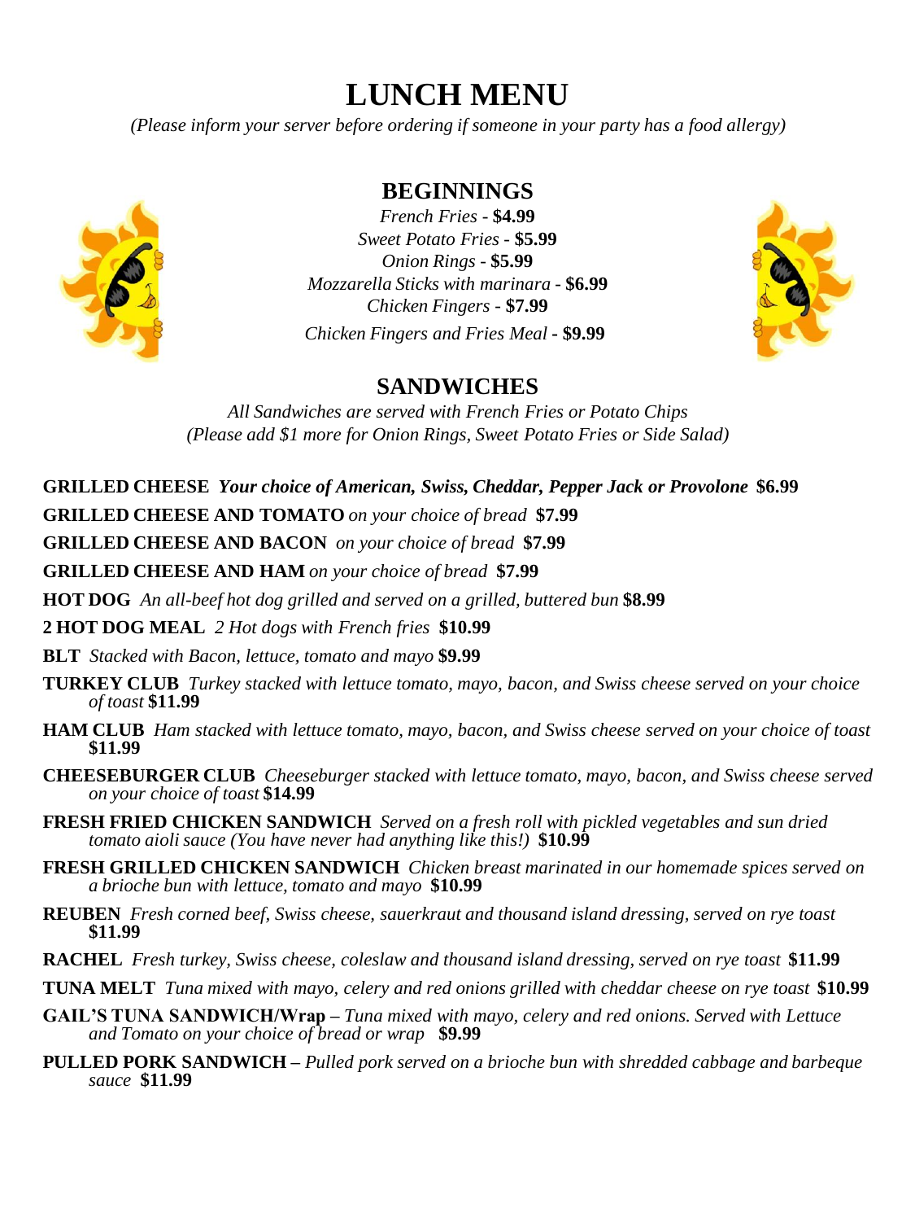# LUNCH MENU

*(Please inform your server before ordering if someone in your party has a food allergy)*

## BEGINNINGS

*French Fries* - **$4.99**
*Sweet Potato Fries* - **$5.99**
*Onion Rings* - **$5.99**
*Mozzarella Sticks with marinara* - **$6.99**
*Chicken Fingers* - **$7.99**
*Chicken Fingers and Fries Meal* - **$9.99**

## SANDWICHES

*All Sandwiches are served with French Fries or Potato Chips*
*(Please add $1 more for Onion Rings, Sweet Potato Fries or Side Salad)*

**GRILLED CHEESE** ***Your choice of American, Swiss, Cheddar, Pepper Jack or Provolone*** **$6.99**

**GRILLED CHEESE AND TOMATO** *on your choice of bread* **$7.99**

**GRILLED CHEESE AND BACON** *on your choice of bread* **$7.99**

**GRILLED CHEESE AND HAM** *on your choice of bread* **$7.99**

**HOT DOG** *An all-beef hot dog grilled and served on a grilled, buttered bun* **$8.99**

**2 HOT DOG MEAL** *2 Hot dogs with French fries* **$10.99**

**BLT** *Stacked with Bacon, lettuce, tomato and mayo* **$9.99**

**TURKEY CLUB** *Turkey stacked with lettuce tomato, mayo, bacon, and Swiss cheese served on your choice of toast* **$11.99**

**HAM CLUB** *Ham stacked with lettuce tomato, mayo, bacon, and Swiss cheese served on your choice of toast* **$11.99**

**CHEESEBURGER CLUB** *Cheeseburger stacked with lettuce tomato, mayo, bacon, and Swiss cheese served on your choice of toast* **$14.99**

**FRESH FRIED CHICKEN SANDWICH** *Served on a fresh roll with pickled vegetables and sun dried tomato aioli sauce (You have never had anything like this!)* **$10.99**

**FRESH GRILLED CHICKEN SANDWICH** *Chicken breast marinated in our homemade spices served on a brioche bun with lettuce, tomato and mayo* **$10.99**

**REUBEN** *Fresh corned beef, Swiss cheese, sauerkraut and thousand island dressing, served on rye toast* **$11.99**

**RACHEL** *Fresh turkey, Swiss cheese, coleslaw and thousand island dressing, served on rye toast* **$11.99**

**TUNA MELT** *Tuna mixed with mayo, celery and red onions grilled with cheddar cheese on rye toast* **$10.99**

**GAIL'S TUNA SANDWICH/Wrap** – *Tuna mixed with mayo, celery and red onions. Served with Lettuce and Tomato on your choice of bread or wrap* **$9.99**

**PULLED PORK SANDWICH** – *Pulled pork served on a brioche bun with shredded cabbage and barbeque sauce* **$11.99**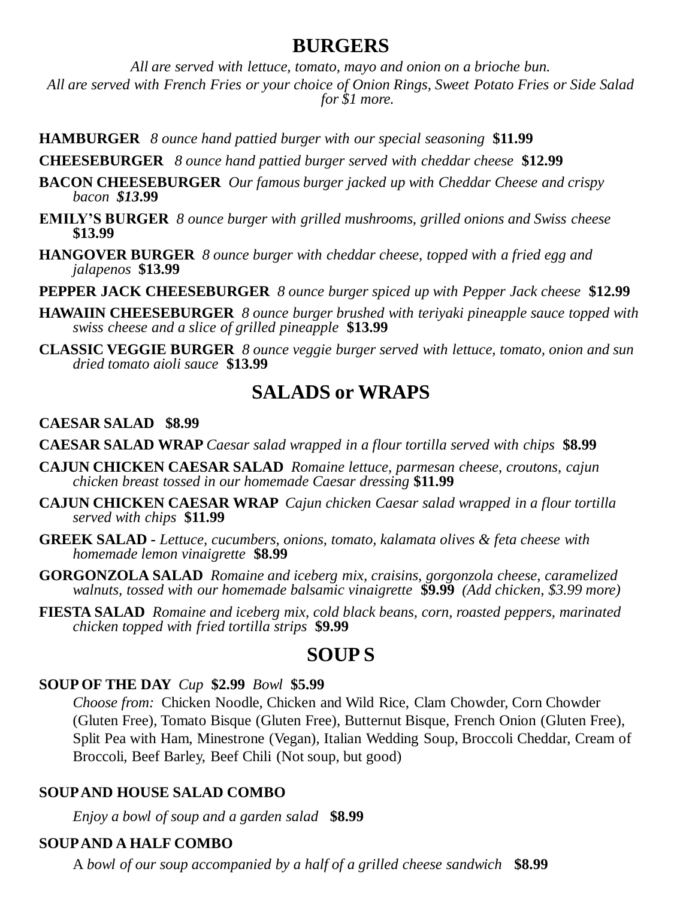## BURGERS

*All are served with lettuce, tomato, mayo and onion on a brioche bun.*
*All are served with French Fries or your choice of Onion Rings, Sweet Potato Fries or Side Salad for $1 more.*

**HAMBURGER** *8 ounce hand pattied burger with our special seasoning* **$11.99**

**CHEESEBURGER** *8 ounce hand pattied burger served with cheddar cheese* **$12.99**

**BACON CHEESEBURGER** *Our famous burger jacked up with Cheddar Cheese and crispy bacon* ***$13*.99**

**EMILY'S BURGER** *8 ounce burger with grilled mushrooms, grilled onions and Swiss cheese* **$13.99**

**HANGOVER BURGER** *8 ounce burger with cheddar cheese, topped with a fried egg and jalapenos* **$13.99**

**PEPPER JACK CHEESEBURGER** *8 ounce burger spiced up with Pepper Jack cheese* **$12.99**

**HAWAIIN CHEESEBURGER** *8 ounce burger brushed with teriyaki pineapple sauce topped with swiss cheese and a slice of grilled pineapple* **$13.99**

**CLASSIC VEGGIE BURGER** *8 ounce veggie burger served with lettuce, tomato, onion and sun dried tomato aioli sauce* **$13.99**

## SALADS or WRAPS

**CAESAR SALAD $8.99**

**CAESAR SALAD WRAP** *Caesar salad wrapped in a flour tortilla served with chips* **$8.99**

**CAJUN CHICKEN CAESAR SALAD** *Romaine lettuce, parmesan cheese, croutons, cajun chicken breast tossed in our homemade Caesar dressing* **$11.99**

**CAJUN CHICKEN CAESAR WRAP** *Cajun chicken Caesar salad wrapped in a flour tortilla served with chips* **$11.99**

**GREEK SALAD -** *Lettuce, cucumbers, onions, tomato, kalamata olives & feta cheese with homemade lemon vinaigrette* **$8.99**

**GORGONZOLA SALAD** *Romaine and iceberg mix, craisins, gorgonzola cheese, caramelized walnuts, tossed with our homemade balsamic vinaigrette* **$9.99** *(Add chicken, $3.99 more)*

**FIESTA SALAD** *Romaine and iceberg mix, cold black beans, corn, roasted peppers, marinated chicken topped with fried tortilla strips* **$9.99**

## SOUP S

**SOUP OF THE DAY** *Cup* **$2.99** *Bowl* **$5.99**

*Choose from:* Chicken Noodle, Chicken and Wild Rice, Clam Chowder, Corn Chowder (Gluten Free), Tomato Bisque (Gluten Free), Butternut Bisque, French Onion (Gluten Free), Split Pea with Ham, Minestrone (Vegan), Italian Wedding Soup, Broccoli Cheddar, Cream of Broccoli, Beef Barley, Beef Chili (Not soup, but good)

**SOUP AND HOUSE SALAD COMBO**

*Enjoy a bowl of soup and a garden salad* **$8.99**

**SOUP AND A HALF COMBO**

A *bowl of our soup accompanied by a half of a grilled cheese sandwich* **$8.99**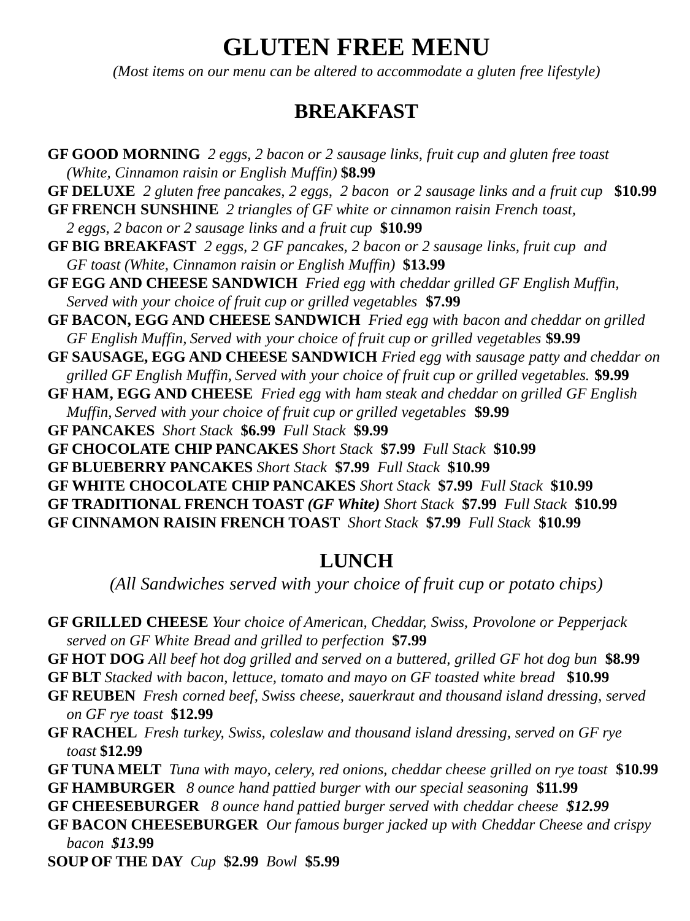# GLUTEN FREE MENU

*(Most items on our menu can be altered to accommodate a gluten free lifestyle)*

## BREAKFAST

**GF GOOD MORNING** *2 eggs, 2 bacon or 2 sausage links, fruit cup and gluten free toast (White, Cinnamon raisin or English Muffin)* **$8.99**

**GF DELUXE** *2 gluten free pancakes, 2 eggs, 2 bacon or 2 sausage links and a fruit cup* **$10.99**

**GF FRENCH SUNSHINE** *2 triangles of GF white or cinnamon raisin French toast, 2 eggs, 2 bacon or 2 sausage links and a fruit cup* **$10.99**

**GF BIG BREAKFAST** *2 eggs, 2 GF pancakes, 2 bacon or 2 sausage links, fruit cup and GF toast (White, Cinnamon raisin or English Muffin)* **$13.99**

**GF EGG AND CHEESE SANDWICH** *Fried egg with cheddar grilled GF English Muffin, Served with your choice of fruit cup or grilled vegetables* **$7.99**

**GF BACON, EGG AND CHEESE SANDWICH** *Fried egg with bacon and cheddar on grilled GF English Muffin, Served with your choice of fruit cup or grilled vegetables* **$9.99**

**GF SAUSAGE, EGG AND CHEESE SANDWICH** *Fried egg with sausage patty and cheddar on grilled GF English Muffin, Served with your choice of fruit cup or grilled vegetables.* **$9.99**

**GF HAM, EGG AND CHEESE** *Fried egg with ham steak and cheddar on grilled GF English Muffin, Served with your choice of fruit cup or grilled vegetables* **$9.99**

**GF PANCAKES** *Short Stack* **$6.99** *Full Stack* **$9.99**

**GF CHOCOLATE CHIP PANCAKES** *Short Stack* **$7.99** *Full Stack* **$10.99**

**GF BLUEBERRY PANCAKES** *Short Stack* **$7.99** *Full Stack* **$10.99**

**GF WHITE CHOCOLATE CHIP PANCAKES** *Short Stack* **$7.99** *Full Stack* **$10.99**

**GF TRADITIONAL FRENCH TOAST *(GF White)*** *Short Stack* **$7.99** *Full Stack* **$10.99**

**GF CINNAMON RAISIN FRENCH TOAST** *Short Stack* **$7.99** *Full Stack* **$10.99**

## LUNCH

*(All Sandwiches served with your choice of fruit cup or potato chips)*

**GF GRILLED CHEESE** *Your choice of American, Cheddar, Swiss, Provolone or Pepperjack served on GF White Bread and grilled to perfection* **$7.99**

**GF HOT DOG** *All beef hot dog grilled and served on a buttered, grilled GF hot dog bun* **$8.99**

**GF BLT** *Stacked with bacon, lettuce, tomato and mayo on GF toasted white bread* **$10.99**

**GF REUBEN** *Fresh corned beef, Swiss cheese, sauerkraut and thousand island dressing, served on GF rye toast* **$12.99**

**GF RACHEL** *Fresh turkey, Swiss, coleslaw and thousand island dressing, served on GF rye toast* **$12.99**

**GF TUNA MELT** *Tuna with mayo, celery, red onions, cheddar cheese grilled on rye toast* **$10.99**

**GF HAMBURGER** *8 ounce hand pattied burger with our special seasoning* **$11.99**

**GF CHEESEBURGER** *8 ounce hand pattied burger served with cheddar cheese* ***$12.99***

**GF BACON CHEESEBURGER** *Our famous burger jacked up with Cheddar Cheese and crispy bacon* ***$13.99***

**SOUP OF THE DAY** *Cup* **$2.99** *Bowl* **$5.99**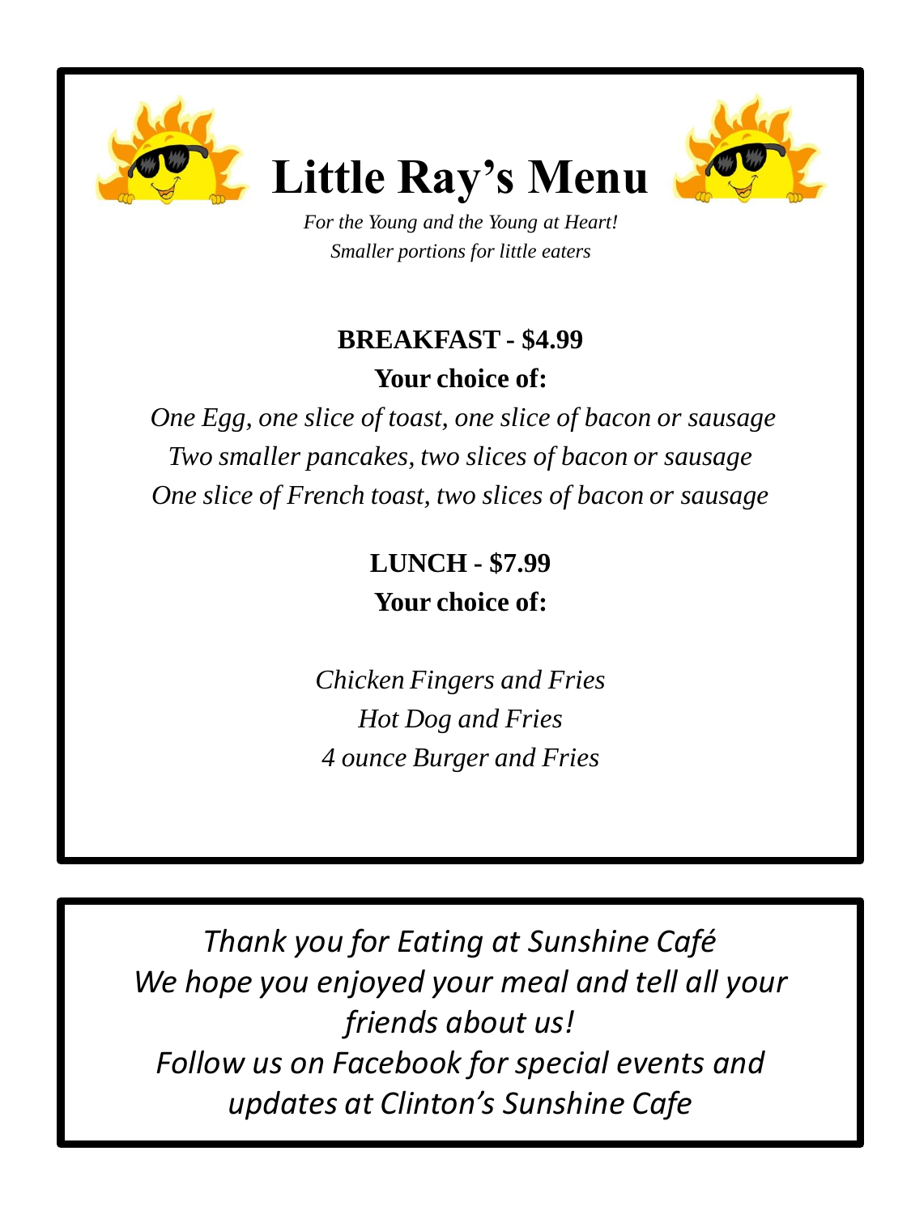# Little Ray's Menu

*For the Young and the Young at Heart!*
*Smaller portions for little eaters*

**BREAKFAST - $4.99**

**Your choice of:**

*One Egg, one slice of toast, one slice of bacon or sausage*
*Two smaller pancakes, two slices of bacon or sausage*
*One slice of French toast, two slices of bacon or sausage*

**LUNCH - $7.99**

**Your choice of:**

*Chicken Fingers and Fries*
*Hot Dog and Fries*
*4 ounce Burger and Fries*

*Thank you for Eating at Sunshine Café*
*We hope you enjoyed your meal and tell all your friends about us!*
*Follow us on Facebook for special events and updates at Clinton's Sunshine Cafe*